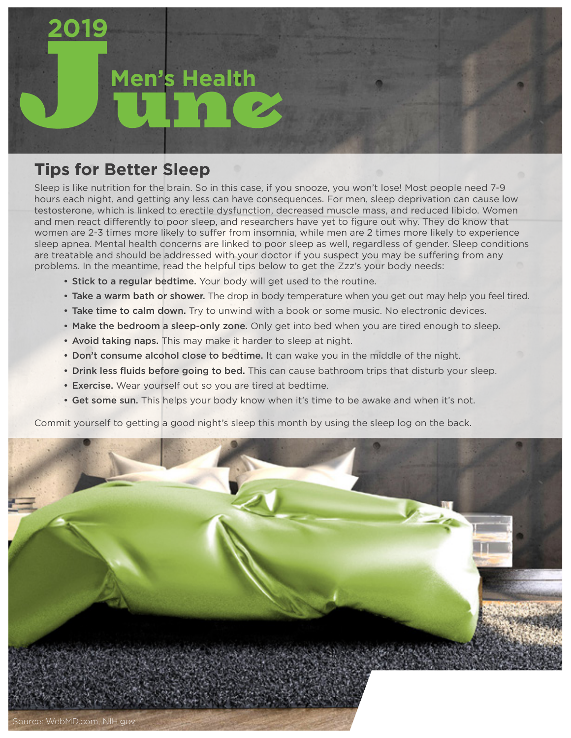# 2019 Men's Health June

## Tips for Better Sleep

Sleep is like nutrition for the brain. So in this case, if you snooze, you won't lose! Most people need 7-9 hours each night, and getting any less can have consequences. For men, sleep deprivation can cause low testosterone, which is linked to erectile dysfunction, decreased muscle mass, and reduced libido. Women and men react differently to poor sleep, and researchers have yet to figure out why. They do know that women are 2-3 times more likely to suffer from insomnia, while men are 2 times more likely to experience sleep apnea. Mental health concerns are linked to poor sleep as well, regardless of gender. Sleep conditions are treatable and should be addressed with your doctor if you suspect you may be suffering from any problems. In the meantime, read the helpful tips below to get the Zzz's your body needs:

- **Stick to a regular bedtime.** Your body will get used to the routine.
- **Take a warm bath or shower.** The drop in body temperature when you get out may help you feel tired.
- **Take time to calm down.** Try to unwind with a book or some music. No electronic devices.
- **Make the bedroom a sleep-only zone.** Only get into bed when you are tired enough to sleep.
- **Avoid taking naps.** This may make it harder to sleep at night.
- **Don't consume alcohol close to bedtime.** It can wake you in the middle of the night.
- **Drink less fluids before going to bed.** This can cause bathroom trips that disturb your sleep.
- **Exercise.** Wear yourself out so you are tired at bedtime.
- **Get some sun.** This helps your body know when it's time to be awake and when it's not.

Commit yourself to getting a good night's sleep this month by using the sleep log on the back.

Source: WebMD.com, NIH.gov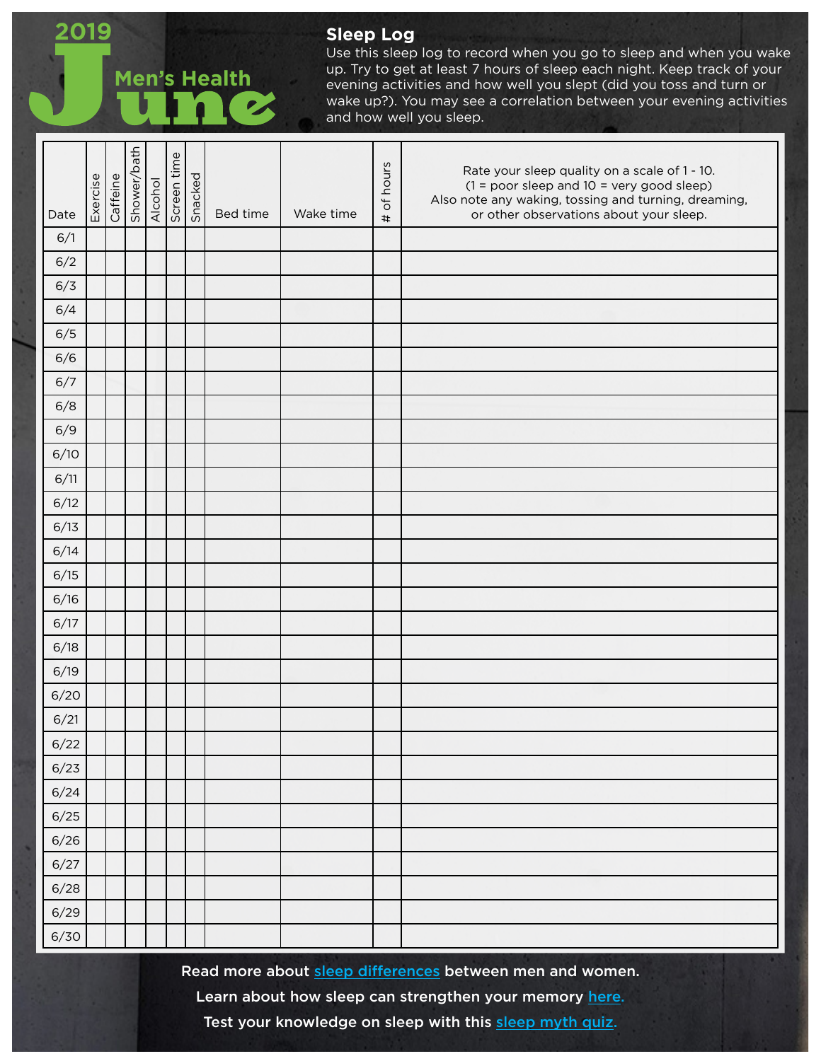2019

# June

Men's Health

## Sleep Log

Use this sleep log to record when you go to sleep and when you wake up. Try to get at least 7 hours of sleep each night. Keep track of your evening activities and how well you slept (did you toss and turn or wake up?). You may see a correlation between your evening activities and how well you sleep.

| Date | Exercise | Caffeine | Shower/bath | Alcohol | Screen time | Snacked | Bed time | Wake time | # of hours | Rate your sleep quality on a scale of 1 - 10. (1 = poor sleep and 10 = very good sleep) Also note any waking, tossing and turning, dreaming, or other observations about your sleep. |
|---|---|---|---|---|---|---|---|---|---|---|
| 6/1 | | | | | | | | | | |
| 6/2 | | | | | | | | | | |
| 6/3 | | | | | | | | | | |
| 6/4 | | | | | | | | | | |
| 6/5 | | | | | | | | | | |
| 6/6 | | | | | | | | | | |
| 6/7 | | | | | | | | | | |
| 6/8 | | | | | | | | | | |
| 6/9 | | | | | | | | | | |
| 6/10 | | | | | | | | | | |
| 6/11 | | | | | | | | | | |
| 6/12 | | | | | | | | | | |
| 6/13 | | | | | | | | | | |
| 6/14 | | | | | | | | | | |
| 6/15 | | | | | | | | | | |
| 6/16 | | | | | | | | | | |
| 6/17 | | | | | | | | | | |
| 6/18 | | | | | | | | | | |
| 6/19 | | | | | | | | | | |
| 6/20 | | | | | | | | | | |
| 6/21 | | | | | | | | | | |
| 6/22 | | | | | | | | | | |
| 6/23 | | | | | | | | | | |
| 6/24 | | | | | | | | | | |
| 6/25 | | | | | | | | | | |
| 6/26 | | | | | | | | | | |
| 6/27 | | | | | | | | | | |
| 6/28 | | | | | | | | | | |
| 6/29 | | | | | | | | | | |
| 6/30 | | | | | | | | | | |

Read more about sleep differences between men and women.

Learn about how sleep can strengthen your memory here.

Test your knowledge on sleep with this sleep myth quiz.